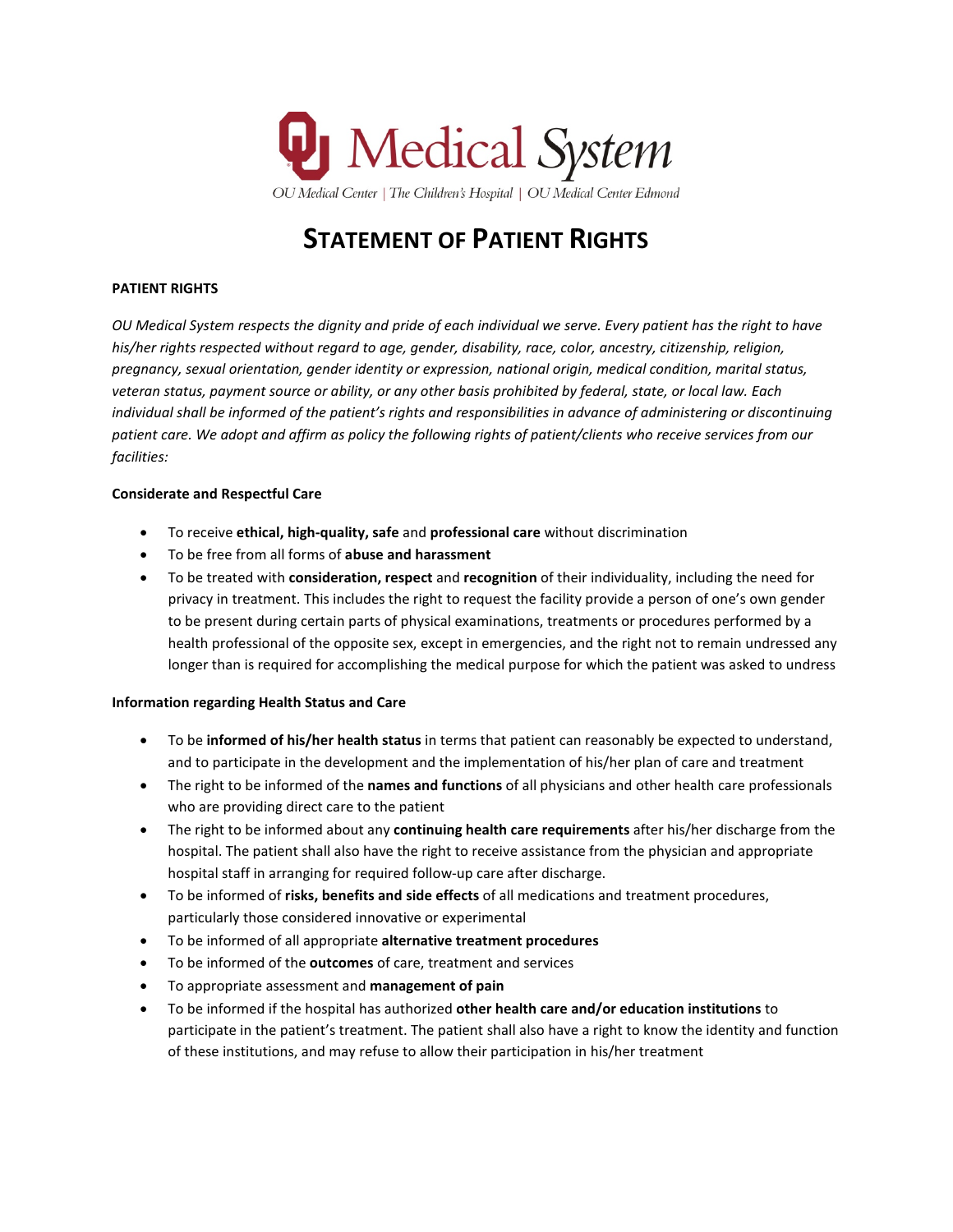OU Medical System

OU Medical Center | The Children's Hospital | OU Medical Center Edmond

# STATEMENT OF PATIENT RIGHTS

**PATIENT RIGHTS**

*OU Medical System respects the dignity and pride of each individual we serve. Every patient has the right to have his/her rights respected without regard to age, gender, disability, race, color, ancestry, citizenship, religion, pregnancy, sexual orientation, gender identity or expression, national origin, medical condition, marital status, veteran status, payment source or ability, or any other basis prohibited by federal, state, or local law. Each individual shall be informed of the patient's rights and responsibilities in advance of administering or discontinuing patient care. We adopt and affirm as policy the following rights of patient/clients who receive services from our facilities:*

**Considerate and Respectful Care**

- To receive **ethical, high-quality, safe** and **professional care** without discrimination
- To be free from all forms of **abuse and harassment**
- To be treated with **consideration, respect** and **recognition** of their individuality, including the need for privacy in treatment. This includes the right to request the facility provide a person of one's own gender to be present during certain parts of physical examinations, treatments or procedures performed by a health professional of the opposite sex, except in emergencies, and the right not to remain undressed any longer than is required for accomplishing the medical purpose for which the patient was asked to undress

**Information regarding Health Status and Care**

- To be **informed of his/her health status** in terms that patient can reasonably be expected to understand, and to participate in the development and the implementation of his/her plan of care and treatment
- The right to be informed of the **names and functions** of all physicians and other health care professionals who are providing direct care to the patient
- The right to be informed about any **continuing health care requirements** after his/her discharge from the hospital. The patient shall also have the right to receive assistance from the physician and appropriate hospital staff in arranging for required follow-up care after discharge.
- To be informed of **risks, benefits and side effects** of all medications and treatment procedures, particularly those considered innovative or experimental
- To be informed of all appropriate **alternative treatment procedures**
- To be informed of the **outcomes** of care, treatment and services
- To appropriate assessment and **management of pain**
- To be informed if the hospital has authorized **other health care and/or education institutions** to participate in the patient's treatment. The patient shall also have a right to know the identity and function of these institutions, and may refuse to allow their participation in his/her treatment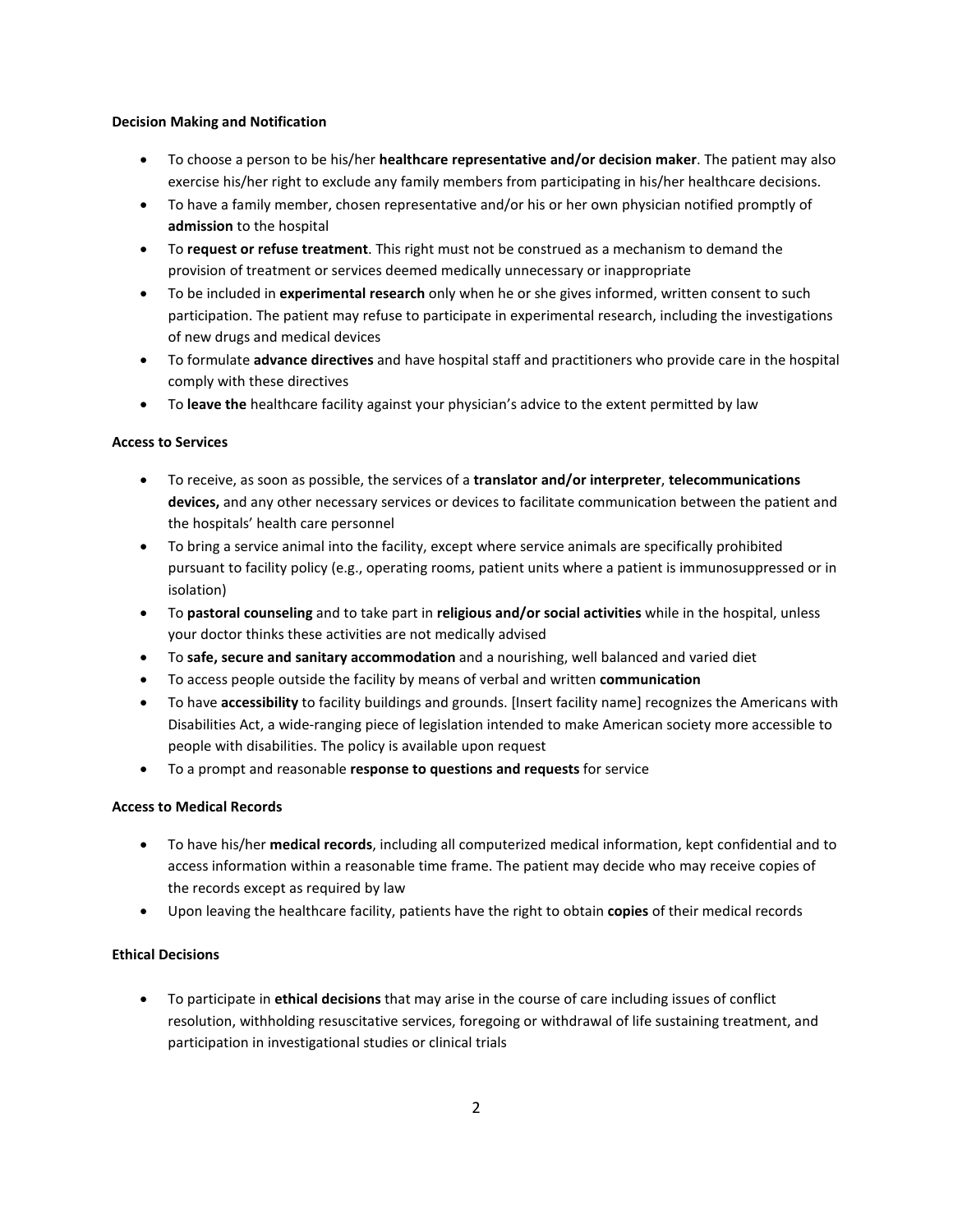**Decision Making and Notification**

- To choose a person to be his/her **healthcare representative and/or decision maker**. The patient may also exercise his/her right to exclude any family members from participating in his/her healthcare decisions.
- To have a family member, chosen representative and/or his or her own physician notified promptly of **admission** to the hospital
- To **request or refuse treatment**. This right must not be construed as a mechanism to demand the provision of treatment or services deemed medically unnecessary or inappropriate
- To be included in **experimental research** only when he or she gives informed, written consent to such participation. The patient may refuse to participate in experimental research, including the investigations of new drugs and medical devices
- To formulate **advance directives** and have hospital staff and practitioners who provide care in the hospital comply with these directives
- To **leave the** healthcare facility against your physician's advice to the extent permitted by law

**Access to Services**

- To receive, as soon as possible, the services of a **translator and/or interpreter**, **telecommunications devices,** and any other necessary services or devices to facilitate communication between the patient and the hospitals' health care personnel
- To bring a service animal into the facility, except where service animals are specifically prohibited pursuant to facility policy (e.g., operating rooms, patient units where a patient is immunosuppressed or in isolation)
- To **pastoral counseling** and to take part in **religious and/or social activities** while in the hospital, unless your doctor thinks these activities are not medically advised
- To **safe, secure and sanitary accommodation** and a nourishing, well balanced and varied diet
- To access people outside the facility by means of verbal and written **communication**
- To have **accessibility** to facility buildings and grounds. [Insert facility name] recognizes the Americans with Disabilities Act, a wide-ranging piece of legislation intended to make American society more accessible to people with disabilities. The policy is available upon request
- To a prompt and reasonable **response to questions and requests** for service

**Access to Medical Records**

- To have his/her **medical records**, including all computerized medical information, kept confidential and to access information within a reasonable time frame. The patient may decide who may receive copies of the records except as required by law
- Upon leaving the healthcare facility, patients have the right to obtain **copies** of their medical records

**Ethical Decisions**

- To participate in **ethical decisions** that may arise in the course of care including issues of conflict resolution, withholding resuscitative services, foregoing or withdrawal of life sustaining treatment, and participation in investigational studies or clinical trials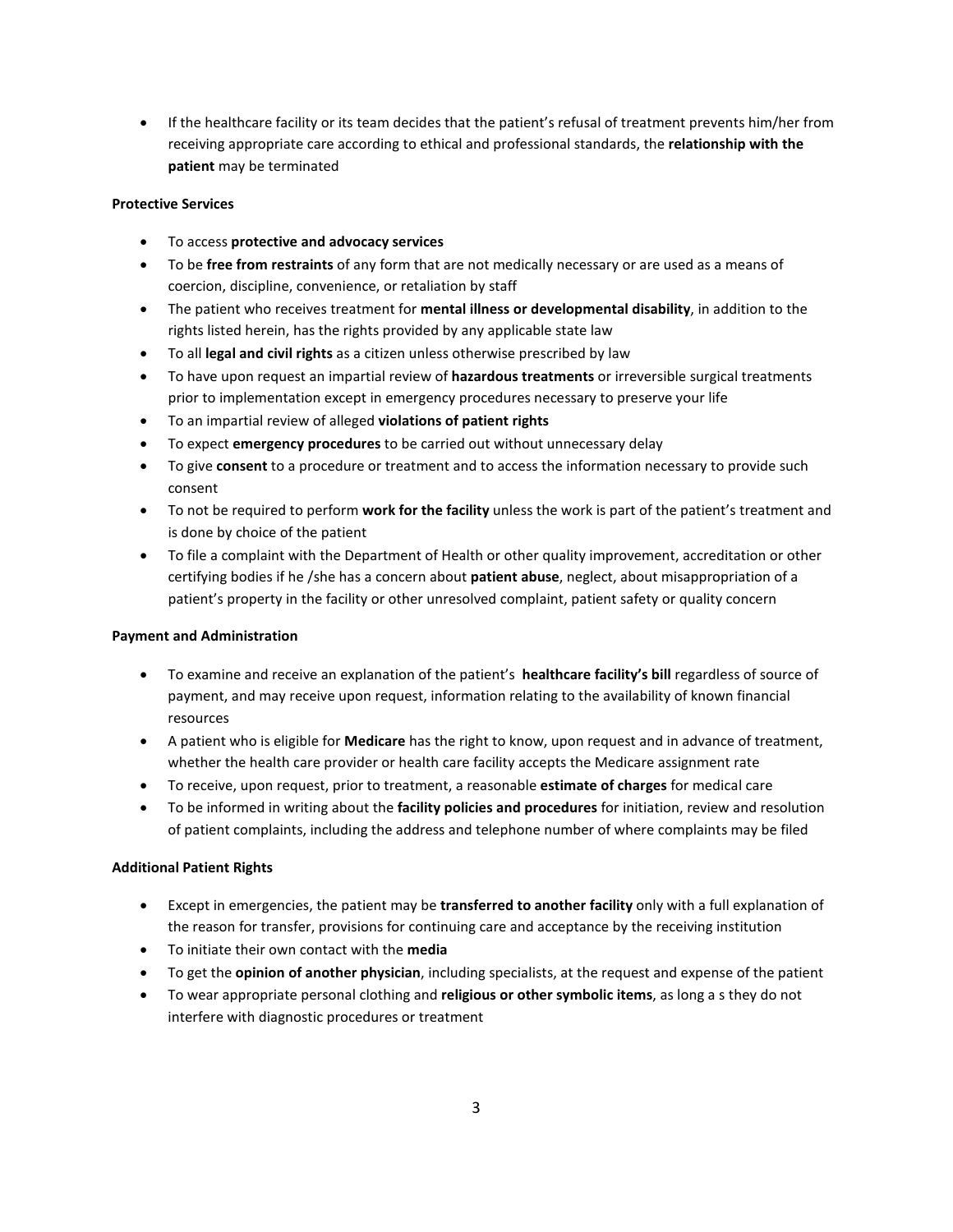- If the healthcare facility or its team decides that the patient's refusal of treatment prevents him/her from receiving appropriate care according to ethical and professional standards, the **relationship with the patient** may be terminated

**Protective Services**

- To access **protective and advocacy services**
- To be **free from restraints** of any form that are not medically necessary or are used as a means of coercion, discipline, convenience, or retaliation by staff
- The patient who receives treatment for **mental illness or developmental disability**, in addition to the rights listed herein, has the rights provided by any applicable state law
- To all **legal and civil rights** as a citizen unless otherwise prescribed by law
- To have upon request an impartial review of **hazardous treatments** or irreversible surgical treatments prior to implementation except in emergency procedures necessary to preserve your life
- To an impartial review of alleged **violations of patient rights**
- To expect **emergency procedures** to be carried out without unnecessary delay
- To give **consent** to a procedure or treatment and to access the information necessary to provide such consent
- To not be required to perform **work for the facility** unless the work is part of the patient's treatment and is done by choice of the patient
- To file a complaint with the Department of Health or other quality improvement, accreditation or other certifying bodies if he /she has a concern about **patient abuse**, neglect, about misappropriation of a patient's property in the facility or other unresolved complaint, patient safety or quality concern

**Payment and Administration**

- To examine and receive an explanation of the patient's **healthcare facility's bill** regardless of source of payment, and may receive upon request, information relating to the availability of known financial resources
- A patient who is eligible for **Medicare** has the right to know, upon request and in advance of treatment, whether the health care provider or health care facility accepts the Medicare assignment rate
- To receive, upon request, prior to treatment, a reasonable **estimate of charges** for medical care
- To be informed in writing about the **facility policies and procedures** for initiation, review and resolution of patient complaints, including the address and telephone number of where complaints may be filed

**Additional Patient Rights**

- Except in emergencies, the patient may be **transferred to another facility** only with a full explanation of the reason for transfer, provisions for continuing care and acceptance by the receiving institution
- To initiate their own contact with the **media**
- To get the **opinion of another physician**, including specialists, at the request and expense of the patient
- To wear appropriate personal clothing and **religious or other symbolic items**, as long a s they do not interfere with diagnostic procedures or treatment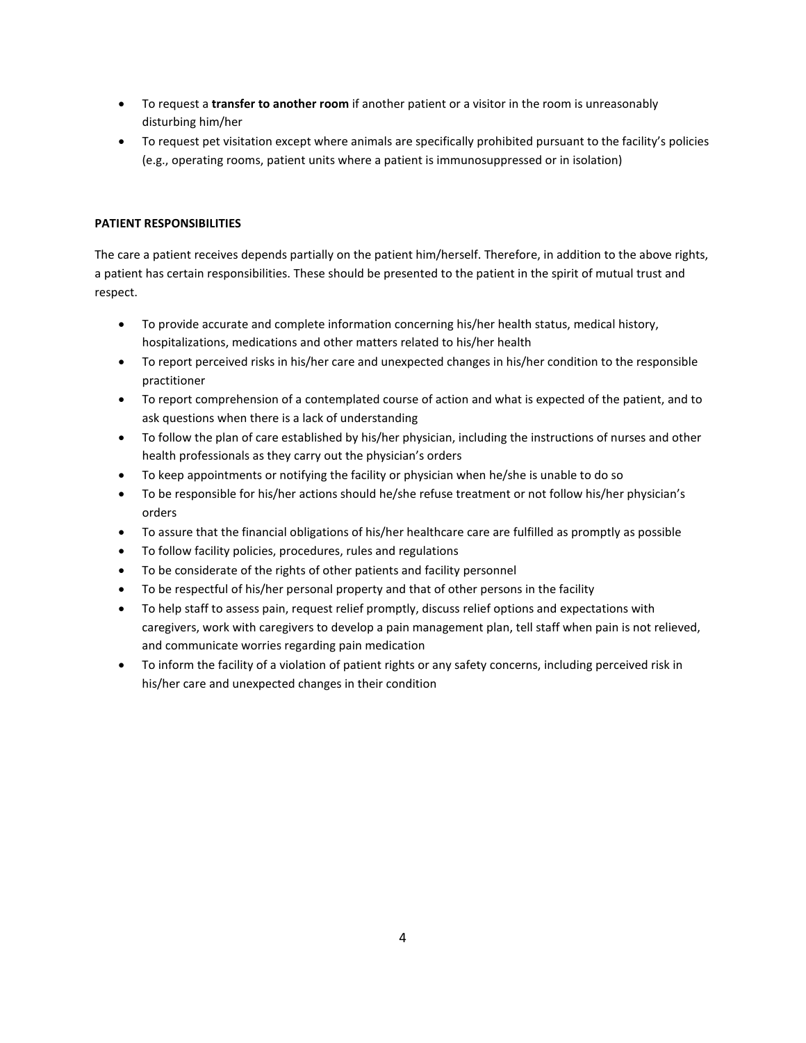- To request a **transfer to another room** if another patient or a visitor in the room is unreasonably disturbing him/her
- To request pet visitation except where animals are specifically prohibited pursuant to the facility's policies (e.g., operating rooms, patient units where a patient is immunosuppressed or in isolation)

**PATIENT RESPONSIBILITIES**

The care a patient receives depends partially on the patient him/herself. Therefore, in addition to the above rights, a patient has certain responsibilities. These should be presented to the patient in the spirit of mutual trust and respect.

- To provide accurate and complete information concerning his/her health status, medical history, hospitalizations, medications and other matters related to his/her health
- To report perceived risks in his/her care and unexpected changes in his/her condition to the responsible practitioner
- To report comprehension of a contemplated course of action and what is expected of the patient, and to ask questions when there is a lack of understanding
- To follow the plan of care established by his/her physician, including the instructions of nurses and other health professionals as they carry out the physician's orders
- To keep appointments or notifying the facility or physician when he/she is unable to do so
- To be responsible for his/her actions should he/she refuse treatment or not follow his/her physician's orders
- To assure that the financial obligations of his/her healthcare care are fulfilled as promptly as possible
- To follow facility policies, procedures, rules and regulations
- To be considerate of the rights of other patients and facility personnel
- To be respectful of his/her personal property and that of other persons in the facility
- To help staff to assess pain, request relief promptly, discuss relief options and expectations with caregivers, work with caregivers to develop a pain management plan, tell staff when pain is not relieved, and communicate worries regarding pain medication
- To inform the facility of a violation of patient rights or any safety concerns, including perceived risk in his/her care and unexpected changes in their condition